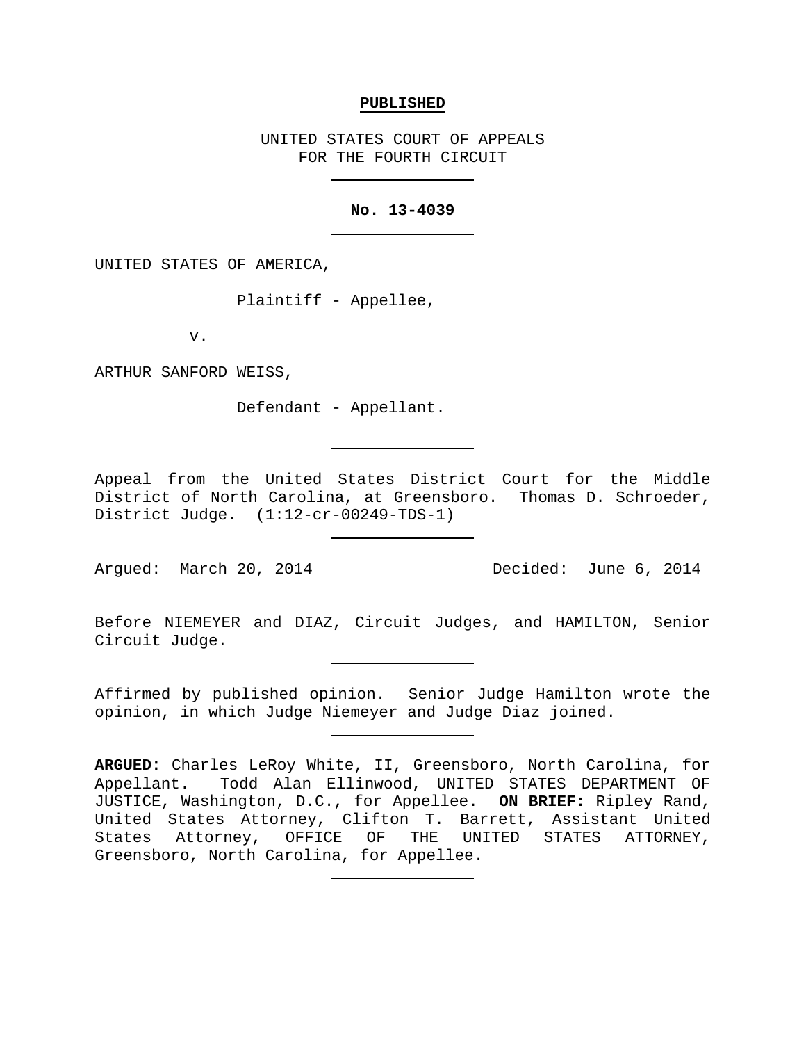**PUBLISHED**

UNITED STATES COURT OF APPEALS
FOR THE FOURTH CIRCUIT

---

**No. 13-4039**

---

UNITED STATES OF AMERICA,

Plaintiff - Appellee,

v.

ARTHUR SANFORD WEISS,

Defendant - Appellant.

---

Appeal from the United States District Court for the Middle District of North Carolina, at Greensboro. Thomas D. Schroeder, District Judge. (1:12-cr-00249-TDS-1)

---

Argued: March 20, 2014 Decided: June 6, 2014

---

Before NIEMEYER and DIAZ, Circuit Judges, and HAMILTON, Senior Circuit Judge.

---

Affirmed by published opinion. Senior Judge Hamilton wrote the opinion, in which Judge Niemeyer and Judge Diaz joined.

---

**ARGUED:** Charles LeRoy White, II, Greensboro, North Carolina, for Appellant. Todd Alan Ellinwood, UNITED STATES DEPARTMENT OF JUSTICE, Washington, D.C., for Appellee. **ON BRIEF:** Ripley Rand, United States Attorney, Clifton T. Barrett, Assistant United States Attorney, OFFICE OF THE UNITED STATES ATTORNEY, Greensboro, North Carolina, for Appellee.

---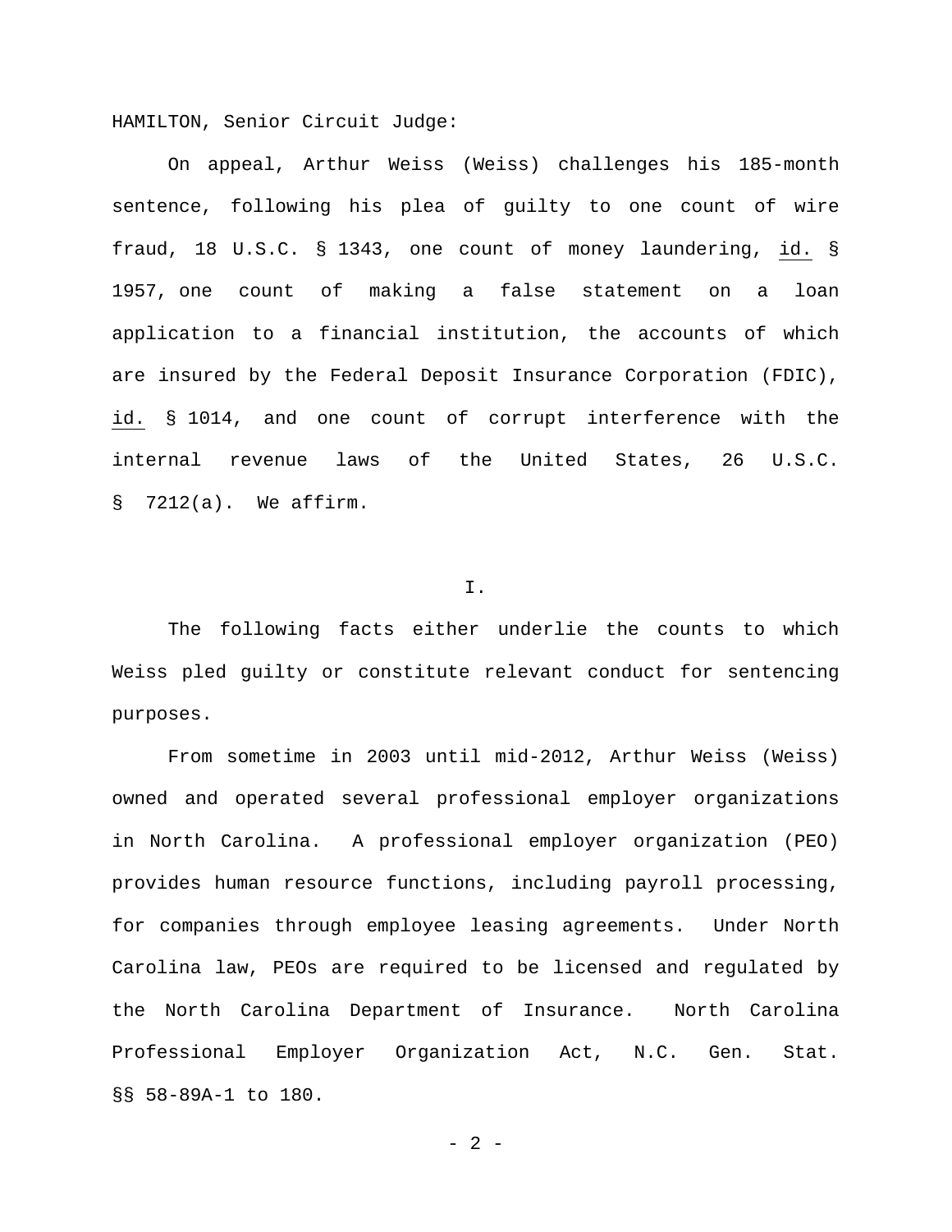HAMILTON, Senior Circuit Judge:

On appeal, Arthur Weiss (Weiss) challenges his 185-month sentence, following his plea of guilty to one count of wire fraud, 18 U.S.C. § 1343, one count of money laundering, id. § 1957, one count of making a false statement on a loan application to a financial institution, the accounts of which are insured by the Federal Deposit Insurance Corporation (FDIC), id. § 1014, and one count of corrupt interference with the internal revenue laws of the United States, 26 U.S.C. § 7212(a). We affirm.

I.

The following facts either underlie the counts to which Weiss pled guilty or constitute relevant conduct for sentencing purposes.

From sometime in 2003 until mid-2012, Arthur Weiss (Weiss) owned and operated several professional employer organizations in North Carolina. A professional employer organization (PEO) provides human resource functions, including payroll processing, for companies through employee leasing agreements. Under North Carolina law, PEOs are required to be licensed and regulated by the North Carolina Department of Insurance. North Carolina Professional Employer Organization Act, N.C. Gen. Stat. §§ 58-89A-1 to 180.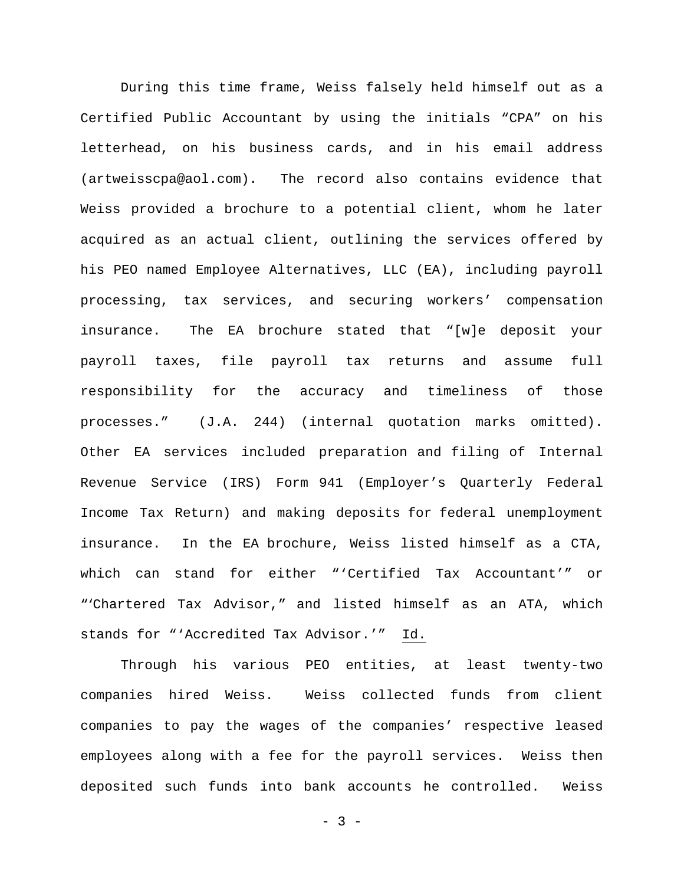During this time frame, Weiss falsely held himself out as a Certified Public Accountant by using the initials "CPA" on his letterhead, on his business cards, and in his email address (artweisscpa@aol.com). The record also contains evidence that Weiss provided a brochure to a potential client, whom he later acquired as an actual client, outlining the services offered by his PEO named Employee Alternatives, LLC (EA), including payroll processing, tax services, and securing workers' compensation insurance. The EA brochure stated that "[w]e deposit your payroll taxes, file payroll tax returns and assume full responsibility for the accuracy and timeliness of those processes." (J.A. 244) (internal quotation marks omitted). Other EA services included preparation and filing of Internal Revenue Service (IRS) Form 941 (Employer's Quarterly Federal Income Tax Return) and making deposits for federal unemployment insurance. In the EA brochure, Weiss listed himself as a CTA, which can stand for either "'Certified Tax Accountant'" or "'Chartered Tax Advisor," and listed himself as an ATA, which stands for "'Accredited Tax Advisor.'" Id.

Through his various PEO entities, at least twenty-two companies hired Weiss. Weiss collected funds from client companies to pay the wages of the companies' respective leased employees along with a fee for the payroll services. Weiss then deposited such funds into bank accounts he controlled. Weiss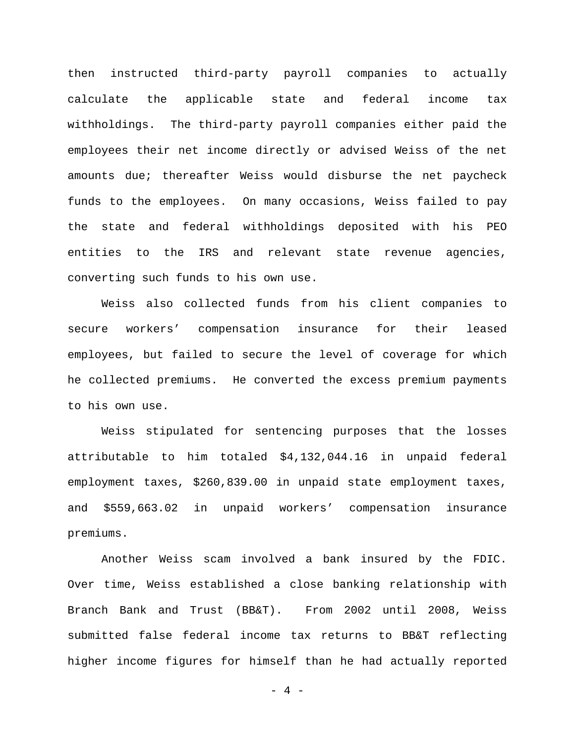then instructed third-party payroll companies to actually calculate the applicable state and federal income tax withholdings. The third-party payroll companies either paid the employees their net income directly or advised Weiss of the net amounts due; thereafter Weiss would disburse the net paycheck funds to the employees. On many occasions, Weiss failed to pay the state and federal withholdings deposited with his PEO entities to the IRS and relevant state revenue agencies, converting such funds to his own use.

Weiss also collected funds from his client companies to secure workers' compensation insurance for their leased employees, but failed to secure the level of coverage for which he collected premiums. He converted the excess premium payments to his own use.

Weiss stipulated for sentencing purposes that the losses attributable to him totaled $4,132,044.16 in unpaid federal employment taxes, $260,839.00 in unpaid state employment taxes, and $559,663.02 in unpaid workers' compensation insurance premiums.

Another Weiss scam involved a bank insured by the FDIC. Over time, Weiss established a close banking relationship with Branch Bank and Trust (BB&T). From 2002 until 2008, Weiss submitted false federal income tax returns to BB&T reflecting higher income figures for himself than he had actually reported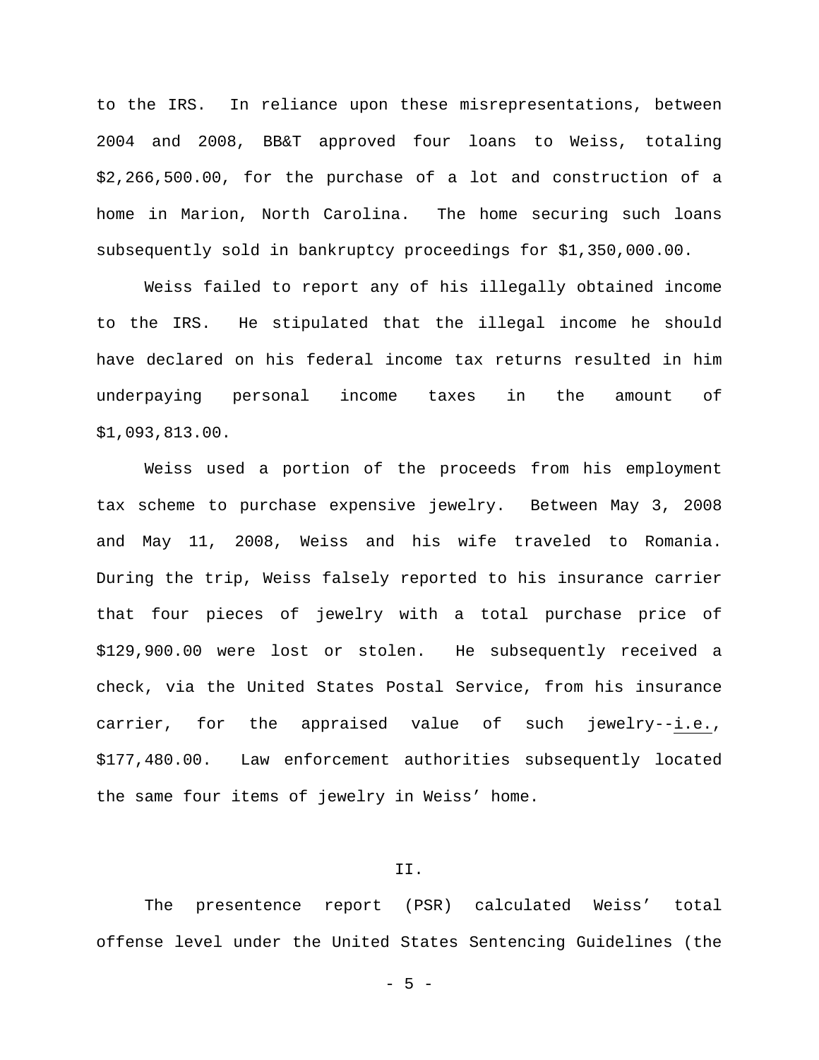to the IRS. In reliance upon these misrepresentations, between 2004 and 2008, BB&T approved four loans to Weiss, totaling $2,266,500.00, for the purchase of a lot and construction of a home in Marion, North Carolina. The home securing such loans subsequently sold in bankruptcy proceedings for $1,350,000.00.

Weiss failed to report any of his illegally obtained income to the IRS. He stipulated that the illegal income he should have declared on his federal income tax returns resulted in him underpaying personal income taxes in the amount of $1,093,813.00.

Weiss used a portion of the proceeds from his employment tax scheme to purchase expensive jewelry. Between May 3, 2008 and May 11, 2008, Weiss and his wife traveled to Romania. During the trip, Weiss falsely reported to his insurance carrier that four pieces of jewelry with a total purchase price of $129,900.00 were lost or stolen. He subsequently received a check, via the United States Postal Service, from his insurance carrier, for the appraised value of such jewelry--i.e., $177,480.00. Law enforcement authorities subsequently located the same four items of jewelry in Weiss' home.

II.

The presentence report (PSR) calculated Weiss' total offense level under the United States Sentencing Guidelines (the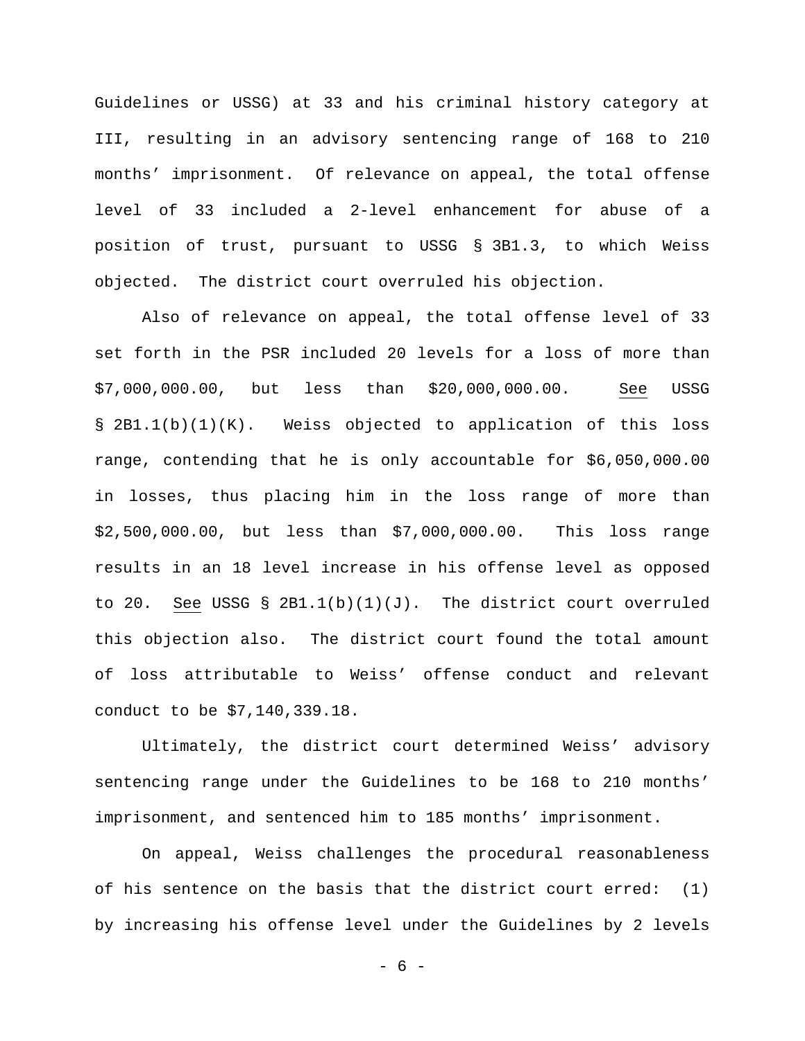Guidelines or USSG) at 33 and his criminal history category at III, resulting in an advisory sentencing range of 168 to 210 months' imprisonment. Of relevance on appeal, the total offense level of 33 included a 2-level enhancement for abuse of a position of trust, pursuant to USSG § 3B1.3, to which Weiss objected. The district court overruled his objection.

Also of relevance on appeal, the total offense level of 33 set forth in the PSR included 20 levels for a loss of more than $7,000,000.00, but less than $20,000,000.00. See USSG § 2B1.1(b)(1)(K). Weiss objected to application of this loss range, contending that he is only accountable for $6,050,000.00 in losses, thus placing him in the loss range of more than $2,500,000.00, but less than $7,000,000.00. This loss range results in an 18 level increase in his offense level as opposed to 20. See USSG § 2B1.1(b)(1)(J). The district court overruled this objection also. The district court found the total amount of loss attributable to Weiss' offense conduct and relevant conduct to be $7,140,339.18.

Ultimately, the district court determined Weiss' advisory sentencing range under the Guidelines to be 168 to 210 months' imprisonment, and sentenced him to 185 months' imprisonment.

On appeal, Weiss challenges the procedural reasonableness of his sentence on the basis that the district court erred: (1) by increasing his offense level under the Guidelines by 2 levels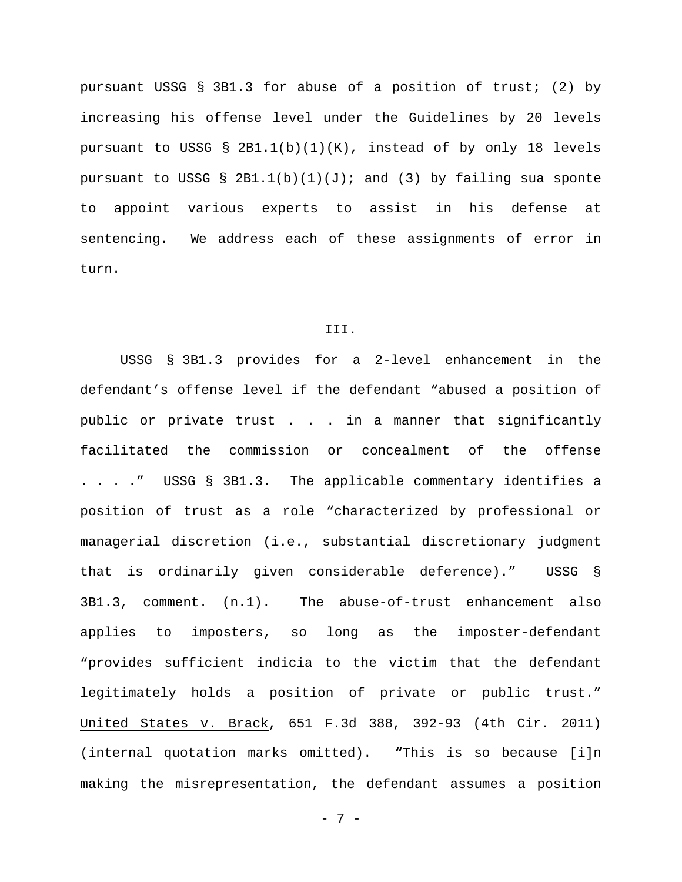pursuant USSG § 3B1.3 for abuse of a position of trust; (2) by increasing his offense level under the Guidelines by 20 levels pursuant to USSG § 2B1.1(b)(1)(K), instead of by only 18 levels pursuant to USSG § 2B1.1(b)(1)(J); and (3) by failing sua sponte to appoint various experts to assist in his defense at sentencing. We address each of these assignments of error in turn.

## III.

USSG § 3B1.3 provides for a 2-level enhancement in the defendant's offense level if the defendant "abused a position of public or private trust . . . in a manner that significantly facilitated the commission or concealment of the offense . . . ." USSG § 3B1.3. The applicable commentary identifies a position of trust as a role "characterized by professional or managerial discretion (i.e., substantial discretionary judgment that is ordinarily given considerable deference)." USSG § 3B1.3, comment. (n.1). The abuse-of-trust enhancement also applies to imposters, so long as the imposter-defendant "provides sufficient indicia to the victim that the defendant legitimately holds a position of private or public trust." United States v. Brack, 651 F.3d 388, 392-93 (4th Cir. 2011) (internal quotation marks omitted). "This is so because [i]n making the misrepresentation, the defendant assumes a position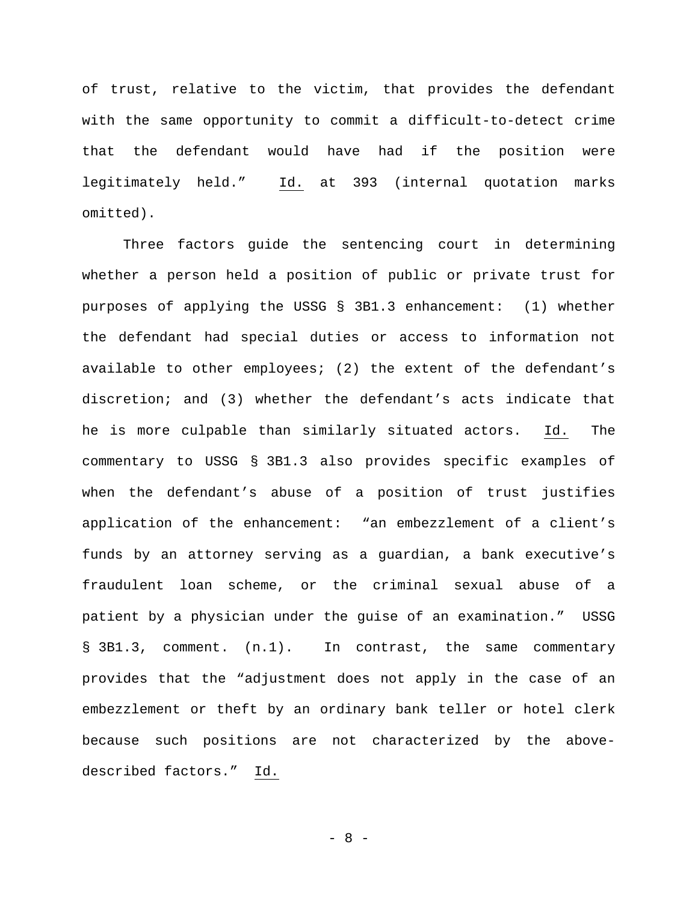of trust, relative to the victim, that provides the defendant with the same opportunity to commit a difficult-to-detect crime that the defendant would have had if the position were legitimately held." Id. at 393 (internal quotation marks omitted).

Three factors guide the sentencing court in determining whether a person held a position of public or private trust for purposes of applying the USSG § 3B1.3 enhancement: (1) whether the defendant had special duties or access to information not available to other employees; (2) the extent of the defendant's discretion; and (3) whether the defendant's acts indicate that he is more culpable than similarly situated actors. Id. The commentary to USSG § 3B1.3 also provides specific examples of when the defendant's abuse of a position of trust justifies application of the enhancement: "an embezzlement of a client's funds by an attorney serving as a guardian, a bank executive's fraudulent loan scheme, or the criminal sexual abuse of a patient by a physician under the guise of an examination." USSG § 3B1.3, comment. (n.1). In contrast, the same commentary provides that the "adjustment does not apply in the case of an embezzlement or theft by an ordinary bank teller or hotel clerk because such positions are not characterized by the above-described factors." Id.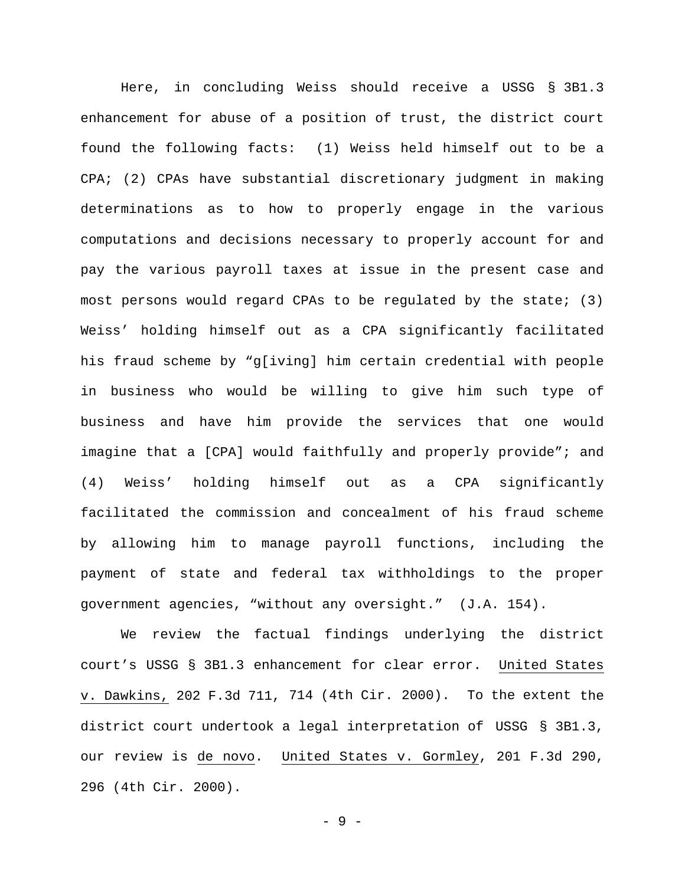Here, in concluding Weiss should receive a USSG § 3B1.3 enhancement for abuse of a position of trust, the district court found the following facts: (1) Weiss held himself out to be a CPA; (2) CPAs have substantial discretionary judgment in making determinations as to how to properly engage in the various computations and decisions necessary to properly account for and pay the various payroll taxes at issue in the present case and most persons would regard CPAs to be regulated by the state; (3) Weiss' holding himself out as a CPA significantly facilitated his fraud scheme by "g[iving] him certain credential with people in business who would be willing to give him such type of business and have him provide the services that one would imagine that a [CPA] would faithfully and properly provide"; and (4) Weiss' holding himself out as a CPA significantly facilitated the commission and concealment of his fraud scheme by allowing him to manage payroll functions, including the payment of state and federal tax withholdings to the proper government agencies, "without any oversight." (J.A. 154).

We review the factual findings underlying the district court's USSG § 3B1.3 enhancement for clear error. United States v. Dawkins, 202 F.3d 711, 714 (4th Cir. 2000). To the extent the district court undertook a legal interpretation of USSG § 3B1.3, our review is de novo. United States v. Gormley, 201 F.3d 290, 296 (4th Cir. 2000).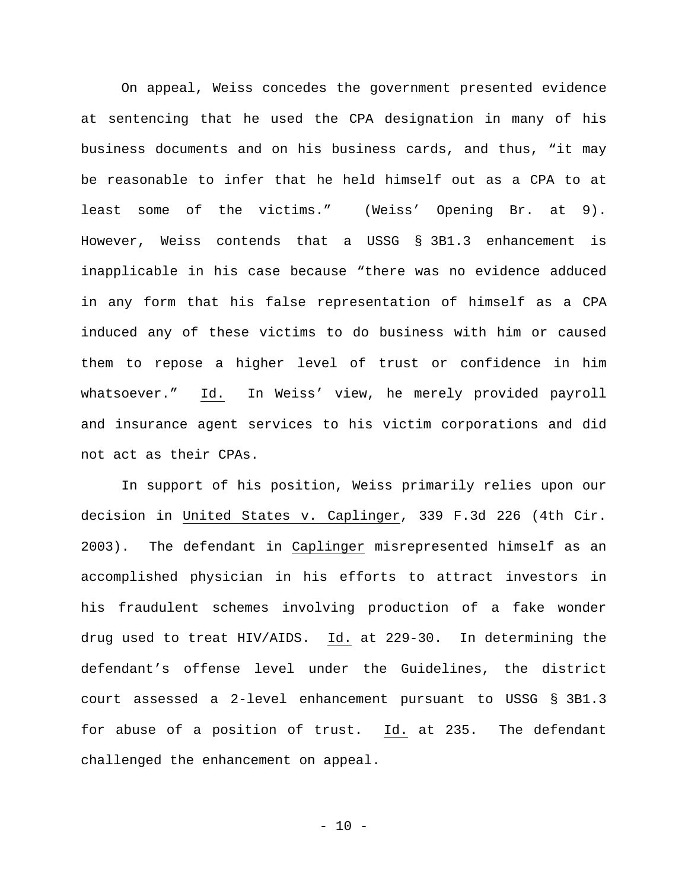On appeal, Weiss concedes the government presented evidence at sentencing that he used the CPA designation in many of his business documents and on his business cards, and thus, "it may be reasonable to infer that he held himself out as a CPA to at least some of the victims." (Weiss' Opening Br. at 9). However, Weiss contends that a USSG § 3B1.3 enhancement is inapplicable in his case because "there was no evidence adduced in any form that his false representation of himself as a CPA induced any of these victims to do business with him or caused them to repose a higher level of trust or confidence in him whatsoever." Id. In Weiss' view, he merely provided payroll and insurance agent services to his victim corporations and did not act as their CPAs.

In support of his position, Weiss primarily relies upon our decision in United States v. Caplinger, 339 F.3d 226 (4th Cir. 2003). The defendant in Caplinger misrepresented himself as an accomplished physician in his efforts to attract investors in his fraudulent schemes involving production of a fake wonder drug used to treat HIV/AIDS. Id. at 229-30. In determining the defendant's offense level under the Guidelines, the district court assessed a 2-level enhancement pursuant to USSG § 3B1.3 for abuse of a position of trust. Id. at 235. The defendant challenged the enhancement on appeal.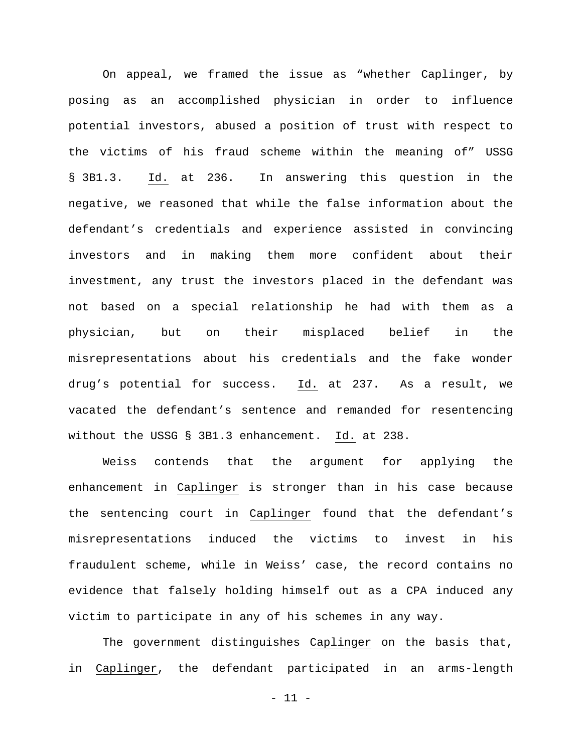On appeal, we framed the issue as "whether Caplinger, by posing as an accomplished physician in order to influence potential investors, abused a position of trust with respect to the victims of his fraud scheme within the meaning of" USSG § 3B1.3. Id. at 236. In answering this question in the negative, we reasoned that while the false information about the defendant's credentials and experience assisted in convincing investors and in making them more confident about their investment, any trust the investors placed in the defendant was not based on a special relationship he had with them as a physician, but on their misplaced belief in the misrepresentations about his credentials and the fake wonder drug's potential for success. Id. at 237. As a result, we vacated the defendant's sentence and remanded for resentencing without the USSG § 3B1.3 enhancement. Id. at 238.

Weiss contends that the argument for applying the enhancement in Caplinger is stronger than in his case because the sentencing court in Caplinger found that the defendant's misrepresentations induced the victims to invest in his fraudulent scheme, while in Weiss' case, the record contains no evidence that falsely holding himself out as a CPA induced any victim to participate in any of his schemes in any way.

The government distinguishes Caplinger on the basis that, in Caplinger, the defendant participated in an arms-length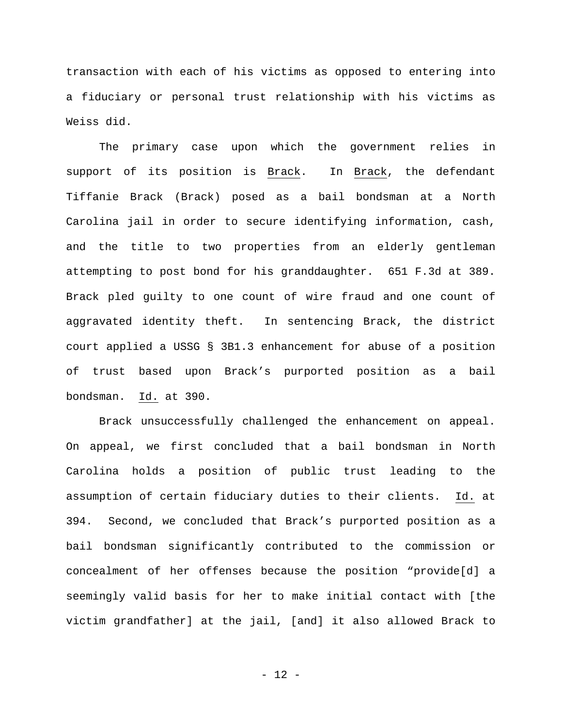transaction with each of his victims as opposed to entering into a fiduciary or personal trust relationship with his victims as Weiss did.

The primary case upon which the government relies in support of its position is Brack. In Brack, the defendant Tiffanie Brack (Brack) posed as a bail bondsman at a North Carolina jail in order to secure identifying information, cash, and the title to two properties from an elderly gentleman attempting to post bond for his granddaughter. 651 F.3d at 389. Brack pled guilty to one count of wire fraud and one count of aggravated identity theft. In sentencing Brack, the district court applied a USSG § 3B1.3 enhancement for abuse of a position of trust based upon Brack's purported position as a bail bondsman. Id. at 390.

Brack unsuccessfully challenged the enhancement on appeal. On appeal, we first concluded that a bail bondsman in North Carolina holds a position of public trust leading to the assumption of certain fiduciary duties to their clients. Id. at 394. Second, we concluded that Brack's purported position as a bail bondsman significantly contributed to the commission or concealment of her offenses because the position "provide[d] a seemingly valid basis for her to make initial contact with [the victim grandfather] at the jail, [and] it also allowed Brack to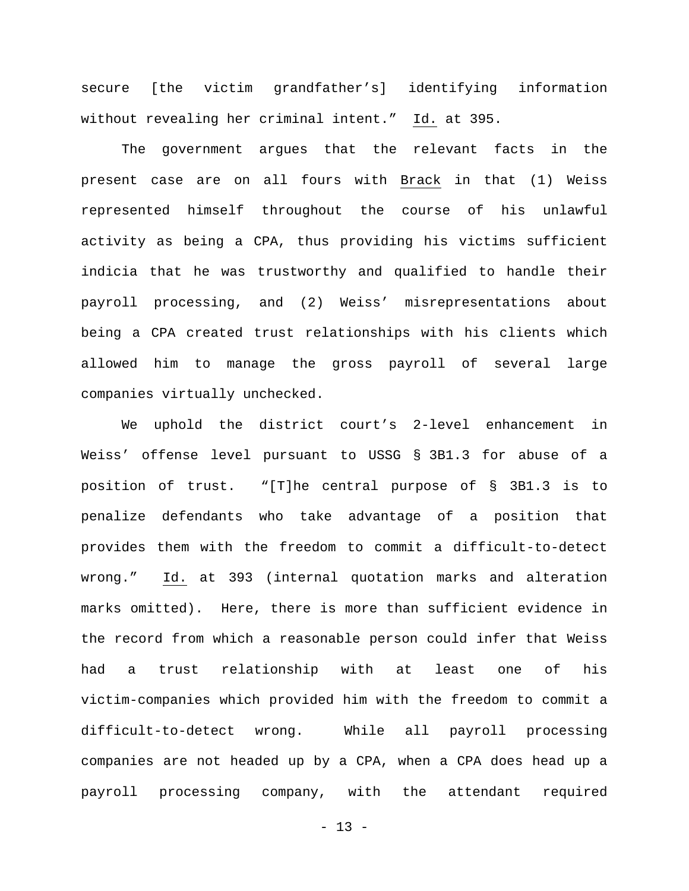secure [the victim grandfather's] identifying information without revealing her criminal intent." Id. at 395.

The government argues that the relevant facts in the present case are on all fours with Brack in that (1) Weiss represented himself throughout the course of his unlawful activity as being a CPA, thus providing his victims sufficient indicia that he was trustworthy and qualified to handle their payroll processing, and (2) Weiss' misrepresentations about being a CPA created trust relationships with his clients which allowed him to manage the gross payroll of several large companies virtually unchecked.

We uphold the district court's 2-level enhancement in Weiss' offense level pursuant to USSG § 3B1.3 for abuse of a position of trust. "[T]he central purpose of § 3B1.3 is to penalize defendants who take advantage of a position that provides them with the freedom to commit a difficult-to-detect wrong." Id. at 393 (internal quotation marks and alteration marks omitted). Here, there is more than sufficient evidence in the record from which a reasonable person could infer that Weiss had a trust relationship with at least one of his victim-companies which provided him with the freedom to commit a difficult-to-detect wrong. While all payroll processing companies are not headed up by a CPA, when a CPA does head up a payroll processing company, with the attendant required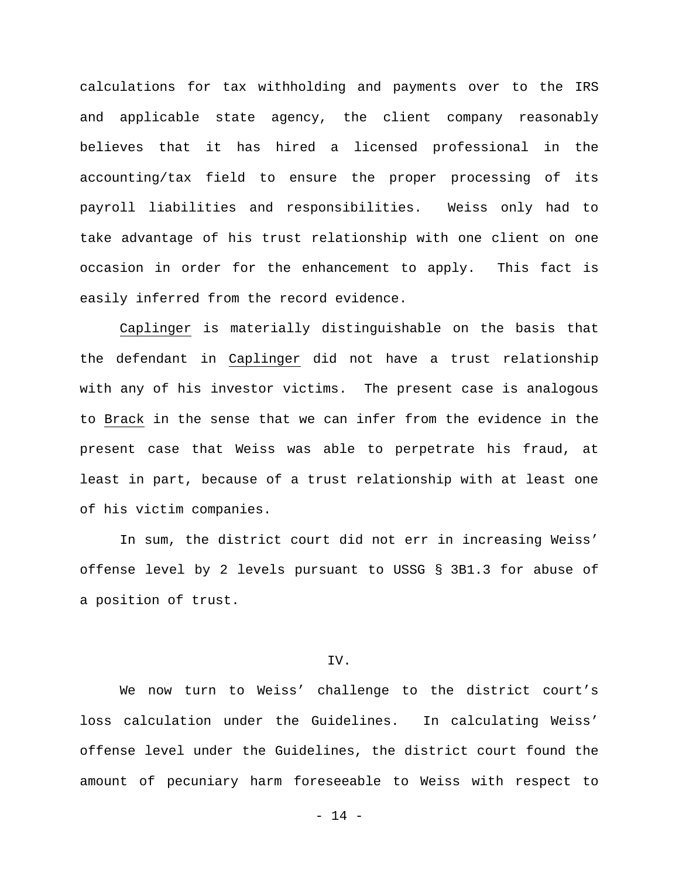calculations for tax withholding and payments over to the IRS and applicable state agency, the client company reasonably believes that it has hired a licensed professional in the accounting/tax field to ensure the proper processing of its payroll liabilities and responsibilities. Weiss only had to take advantage of his trust relationship with one client on one occasion in order for the enhancement to apply. This fact is easily inferred from the record evidence.

Caplinger is materially distinguishable on the basis that the defendant in Caplinger did not have a trust relationship with any of his investor victims. The present case is analogous to Brack in the sense that we can infer from the evidence in the present case that Weiss was able to perpetrate his fraud, at least in part, because of a trust relationship with at least one of his victim companies.

In sum, the district court did not err in increasing Weiss' offense level by 2 levels pursuant to USSG § 3B1.3 for abuse of a position of trust.

## IV.

We now turn to Weiss' challenge to the district court's loss calculation under the Guidelines. In calculating Weiss' offense level under the Guidelines, the district court found the amount of pecuniary harm foreseeable to Weiss with respect to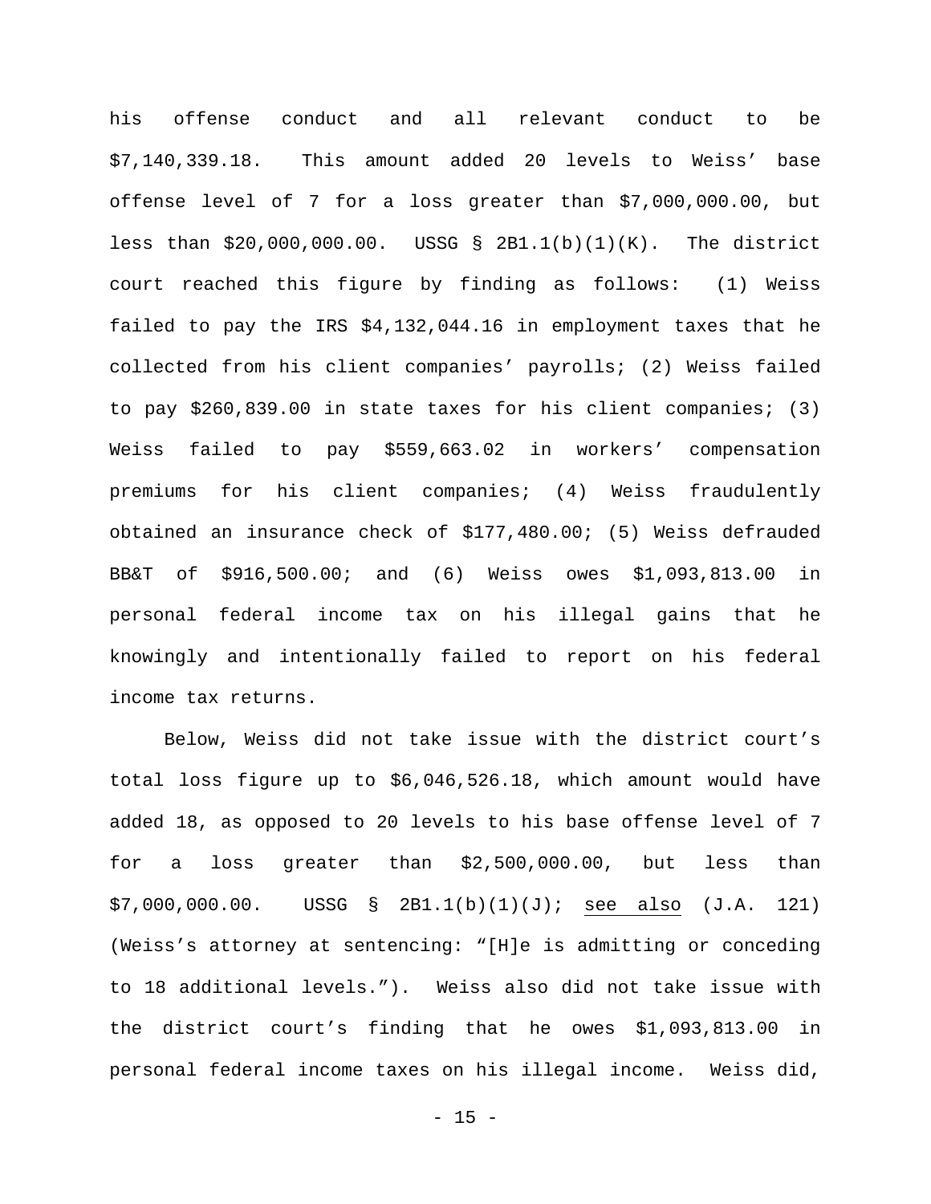his offense conduct and all relevant conduct to be $7,140,339.18. This amount added 20 levels to Weiss' base offense level of 7 for a loss greater than $7,000,000.00, but less than $20,000,000.00. USSG § 2B1.1(b)(1)(K). The district court reached this figure by finding as follows: (1) Weiss failed to pay the IRS $4,132,044.16 in employment taxes that he collected from his client companies' payrolls; (2) Weiss failed to pay $260,839.00 in state taxes for his client companies; (3) Weiss failed to pay $559,663.02 in workers' compensation premiums for his client companies; (4) Weiss fraudulently obtained an insurance check of $177,480.00; (5) Weiss defrauded BB&T of $916,500.00; and (6) Weiss owes $1,093,813.00 in personal federal income tax on his illegal gains that he knowingly and intentionally failed to report on his federal income tax returns.

Below, Weiss did not take issue with the district court's total loss figure up to $6,046,526.18, which amount would have added 18, as opposed to 20 levels to his base offense level of 7 for a loss greater than $2,500,000.00, but less than $7,000,000.00. USSG § 2B1.1(b)(1)(J); see also (J.A. 121) (Weiss's attorney at sentencing: "[H]e is admitting or conceding to 18 additional levels."). Weiss also did not take issue with the district court's finding that he owes $1,093,813.00 in personal federal income taxes on his illegal income. Weiss did,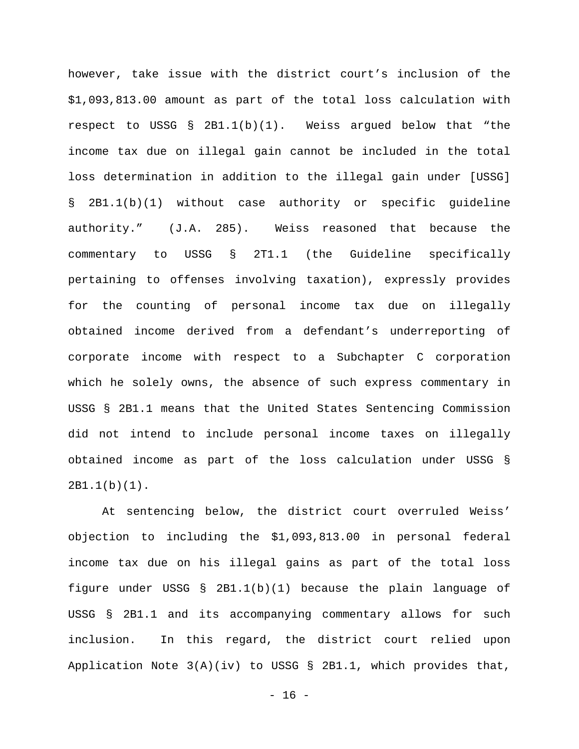however, take issue with the district court's inclusion of the $1,093,813.00 amount as part of the total loss calculation with respect to USSG § 2B1.1(b)(1). Weiss argued below that "the income tax due on illegal gain cannot be included in the total loss determination in addition to the illegal gain under [USSG] § 2B1.1(b)(1) without case authority or specific guideline authority." (J.A. 285). Weiss reasoned that because the commentary to USSG § 2T1.1 (the Guideline specifically pertaining to offenses involving taxation), expressly provides for the counting of personal income tax due on illegally obtained income derived from a defendant's underreporting of corporate income with respect to a Subchapter C corporation which he solely owns, the absence of such express commentary in USSG § 2B1.1 means that the United States Sentencing Commission did not intend to include personal income taxes on illegally obtained income as part of the loss calculation under USSG § 2B1.1(b)(1).

At sentencing below, the district court overruled Weiss' objection to including the $1,093,813.00 in personal federal income tax due on his illegal gains as part of the total loss figure under USSG § 2B1.1(b)(1) because the plain language of USSG § 2B1.1 and its accompanying commentary allows for such inclusion. In this regard, the district court relied upon Application Note 3(A)(iv) to USSG § 2B1.1, which provides that,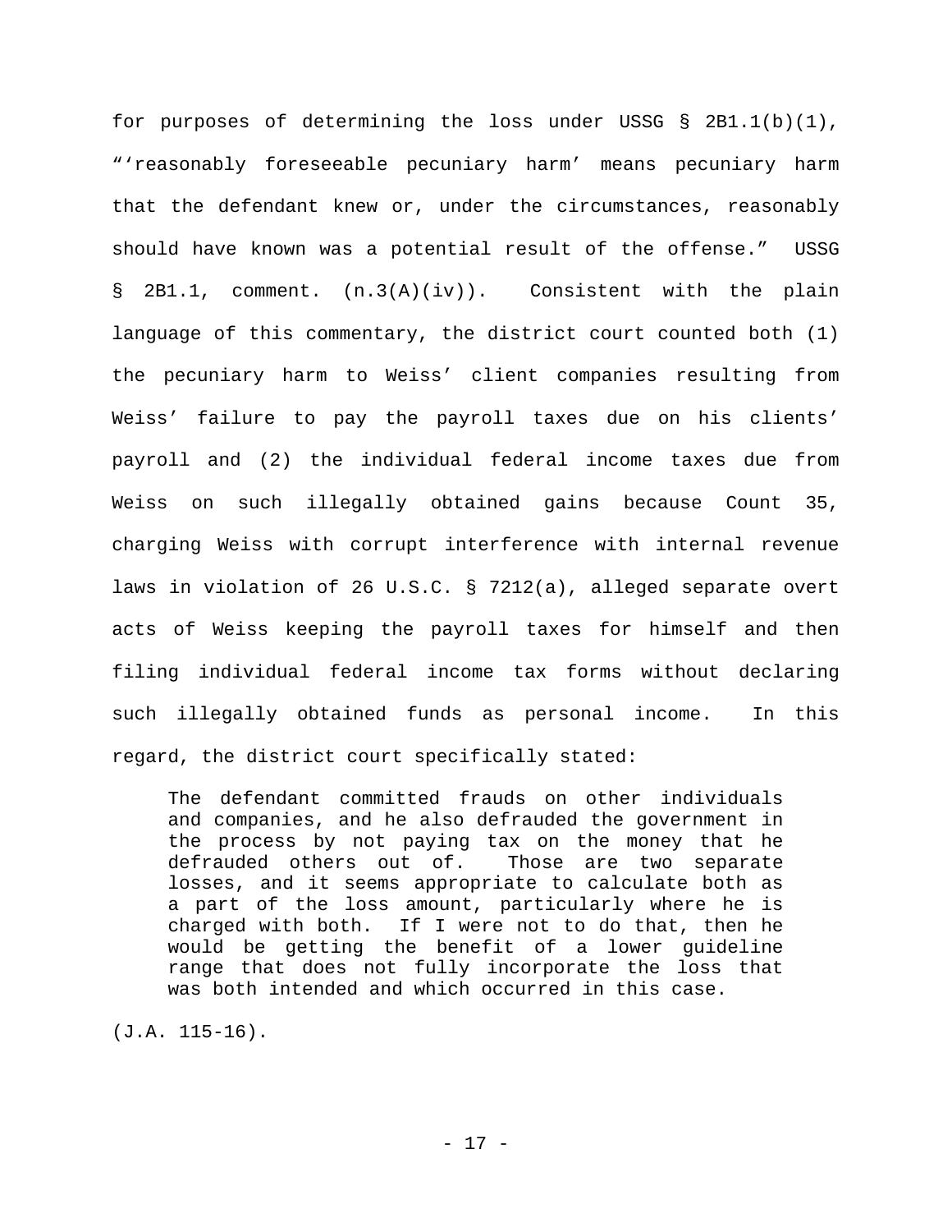for purposes of determining the loss under USSG § 2B1.1(b)(1), "'reasonably foreseeable pecuniary harm' means pecuniary harm that the defendant knew or, under the circumstances, reasonably should have known was a potential result of the offense." USSG § 2B1.1, comment. (n.3(A)(iv)). Consistent with the plain language of this commentary, the district court counted both (1) the pecuniary harm to Weiss' client companies resulting from Weiss' failure to pay the payroll taxes due on his clients' payroll and (2) the individual federal income taxes due from Weiss on such illegally obtained gains because Count 35, charging Weiss with corrupt interference with internal revenue laws in violation of 26 U.S.C. § 7212(a), alleged separate overt acts of Weiss keeping the payroll taxes for himself and then filing individual federal income tax forms without declaring such illegally obtained funds as personal income. In this regard, the district court specifically stated:

> The defendant committed frauds on other individuals and companies, and he also defrauded the government in the process by not paying tax on the money that he defrauded others out of. Those are two separate losses, and it seems appropriate to calculate both as a part of the loss amount, particularly where he is charged with both. If I were not to do that, then he would be getting the benefit of a lower guideline range that does not fully incorporate the loss that was both intended and which occurred in this case.

(J.A. 115-16).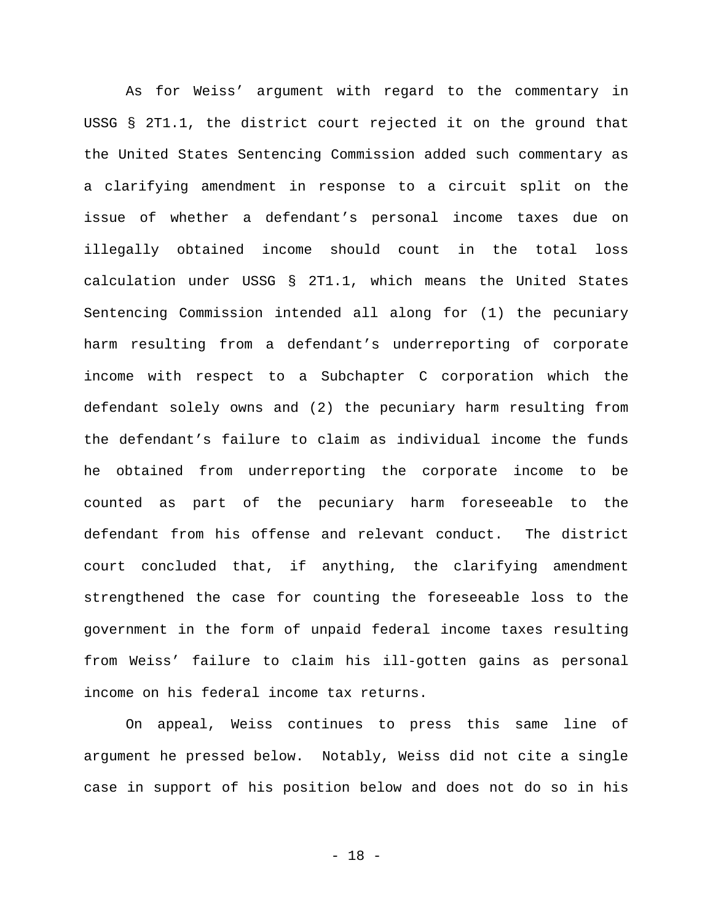As for Weiss' argument with regard to the commentary in USSG § 2T1.1, the district court rejected it on the ground that the United States Sentencing Commission added such commentary as a clarifying amendment in response to a circuit split on the issue of whether a defendant's personal income taxes due on illegally obtained income should count in the total loss calculation under USSG § 2T1.1, which means the United States Sentencing Commission intended all along for (1) the pecuniary harm resulting from a defendant's underreporting of corporate income with respect to a Subchapter C corporation which the defendant solely owns and (2) the pecuniary harm resulting from the defendant's failure to claim as individual income the funds he obtained from underreporting the corporate income to be counted as part of the pecuniary harm foreseeable to the defendant from his offense and relevant conduct. The district court concluded that, if anything, the clarifying amendment strengthened the case for counting the foreseeable loss to the government in the form of unpaid federal income taxes resulting from Weiss' failure to claim his ill-gotten gains as personal income on his federal income tax returns.

On appeal, Weiss continues to press this same line of argument he pressed below. Notably, Weiss did not cite a single case in support of his position below and does not do so in his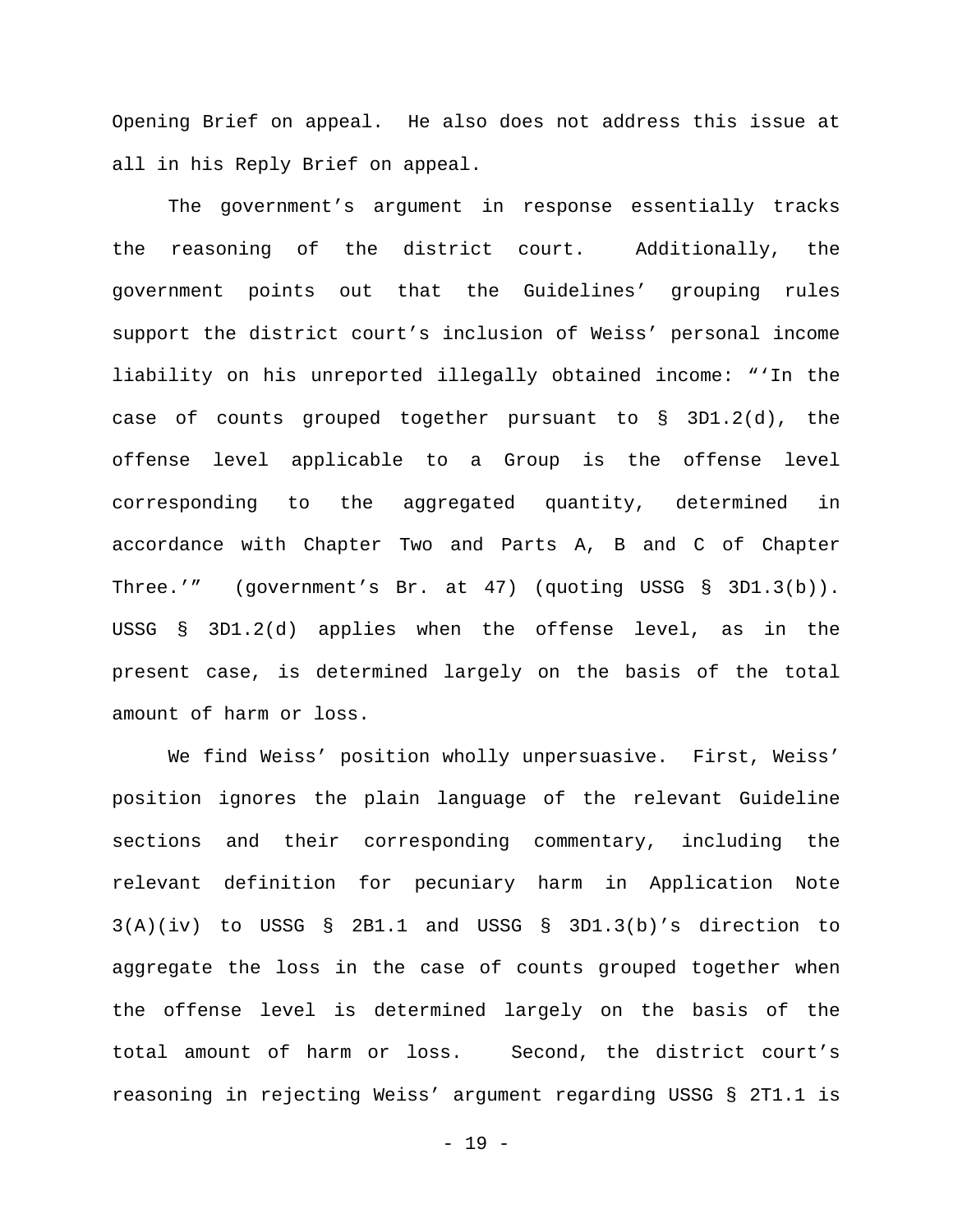Opening Brief on appeal. He also does not address this issue at all in his Reply Brief on appeal.

The government's argument in response essentially tracks the reasoning of the district court. Additionally, the government points out that the Guidelines' grouping rules support the district court's inclusion of Weiss' personal income liability on his unreported illegally obtained income: "'In the case of counts grouped together pursuant to § 3D1.2(d), the offense level applicable to a Group is the offense level corresponding to the aggregated quantity, determined in accordance with Chapter Two and Parts A, B and C of Chapter Three.'" (government's Br. at 47) (quoting USSG § 3D1.3(b)). USSG § 3D1.2(d) applies when the offense level, as in the present case, is determined largely on the basis of the total amount of harm or loss.

We find Weiss' position wholly unpersuasive. First, Weiss' position ignores the plain language of the relevant Guideline sections and their corresponding commentary, including the relevant definition for pecuniary harm in Application Note 3(A)(iv) to USSG § 2B1.1 and USSG § 3D1.3(b)'s direction to aggregate the loss in the case of counts grouped together when the offense level is determined largely on the basis of the total amount of harm or loss. Second, the district court's reasoning in rejecting Weiss' argument regarding USSG § 2T1.1 is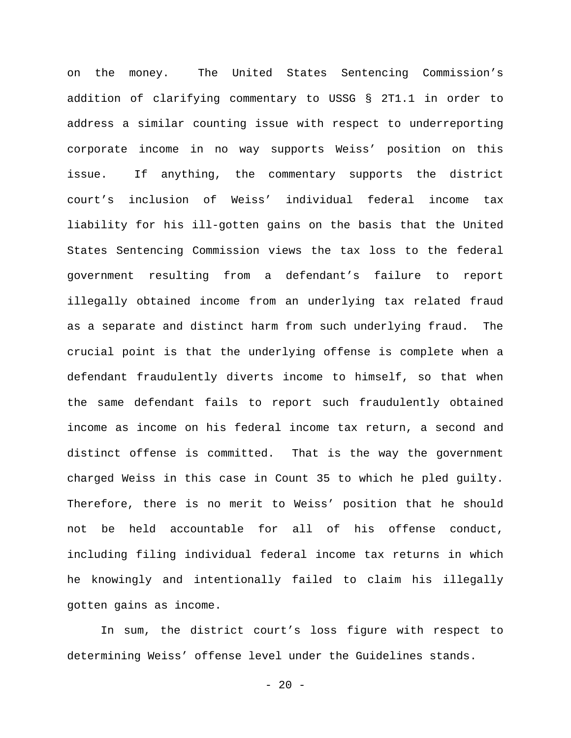on the money. The United States Sentencing Commission's addition of clarifying commentary to USSG § 2T1.1 in order to address a similar counting issue with respect to underreporting corporate income in no way supports Weiss' position on this issue. If anything, the commentary supports the district court's inclusion of Weiss' individual federal income tax liability for his ill-gotten gains on the basis that the United States Sentencing Commission views the tax loss to the federal government resulting from a defendant's failure to report illegally obtained income from an underlying tax related fraud as a separate and distinct harm from such underlying fraud. The crucial point is that the underlying offense is complete when a defendant fraudulently diverts income to himself, so that when the same defendant fails to report such fraudulently obtained income as income on his federal income tax return, a second and distinct offense is committed. That is the way the government charged Weiss in this case in Count 35 to which he pled guilty. Therefore, there is no merit to Weiss' position that he should not be held accountable for all of his offense conduct, including filing individual federal income tax returns in which he knowingly and intentionally failed to claim his illegally gotten gains as income.

In sum, the district court's loss figure with respect to determining Weiss' offense level under the Guidelines stands.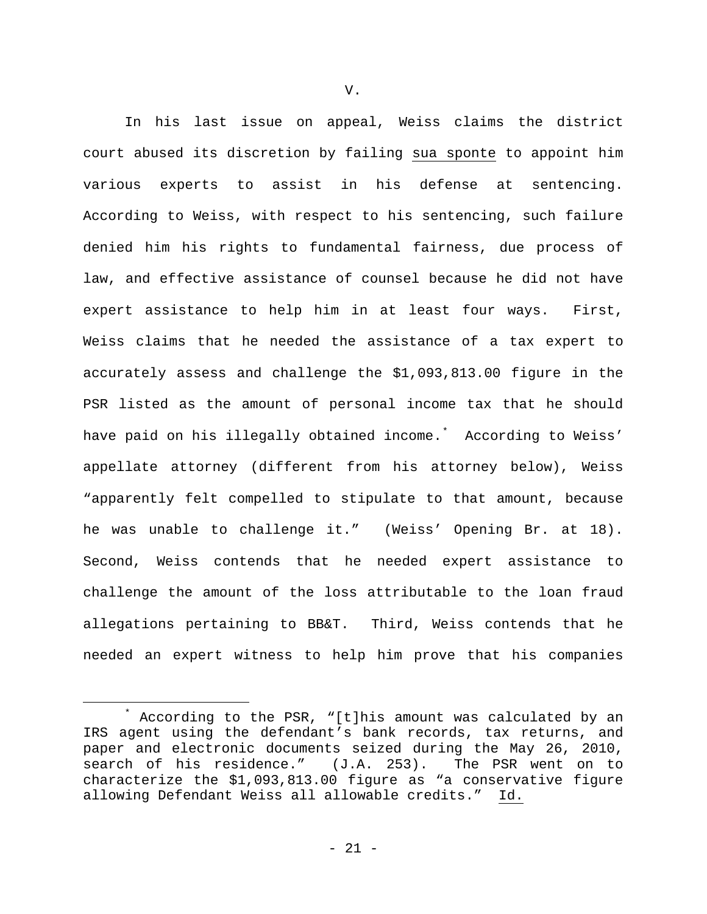V.

In his last issue on appeal, Weiss claims the district court abused its discretion by failing *sua sponte* to appoint him various experts to assist in his defense at sentencing. According to Weiss, with respect to his sentencing, such failure denied him his rights to fundamental fairness, due process of law, and effective assistance of counsel because he did not have expert assistance to help him in at least four ways. First, Weiss claims that he needed the assistance of a tax expert to accurately assess and challenge the $1,093,813.00 figure in the PSR listed as the amount of personal income tax that he should have paid on his illegally obtained income.[*] According to Weiss' appellate attorney (different from his attorney below), Weiss "apparently felt compelled to stipulate to that amount, because he was unable to challenge it." (Weiss' Opening Br. at 18). Second, Weiss contends that he needed expert assistance to challenge the amount of the loss attributable to the loan fraud allegations pertaining to BB&T. Third, Weiss contends that he needed an expert witness to help him prove that his companies

---

[*] According to the PSR, "[t]his amount was calculated by an IRS agent using the defendant's bank records, tax returns, and paper and electronic documents seized during the May 26, 2010, search of his residence." (J.A. 253). The PSR went on to characterize the $1,093,813.00 figure as "a conservative figure allowing Defendant Weiss all allowable credits." *Id.*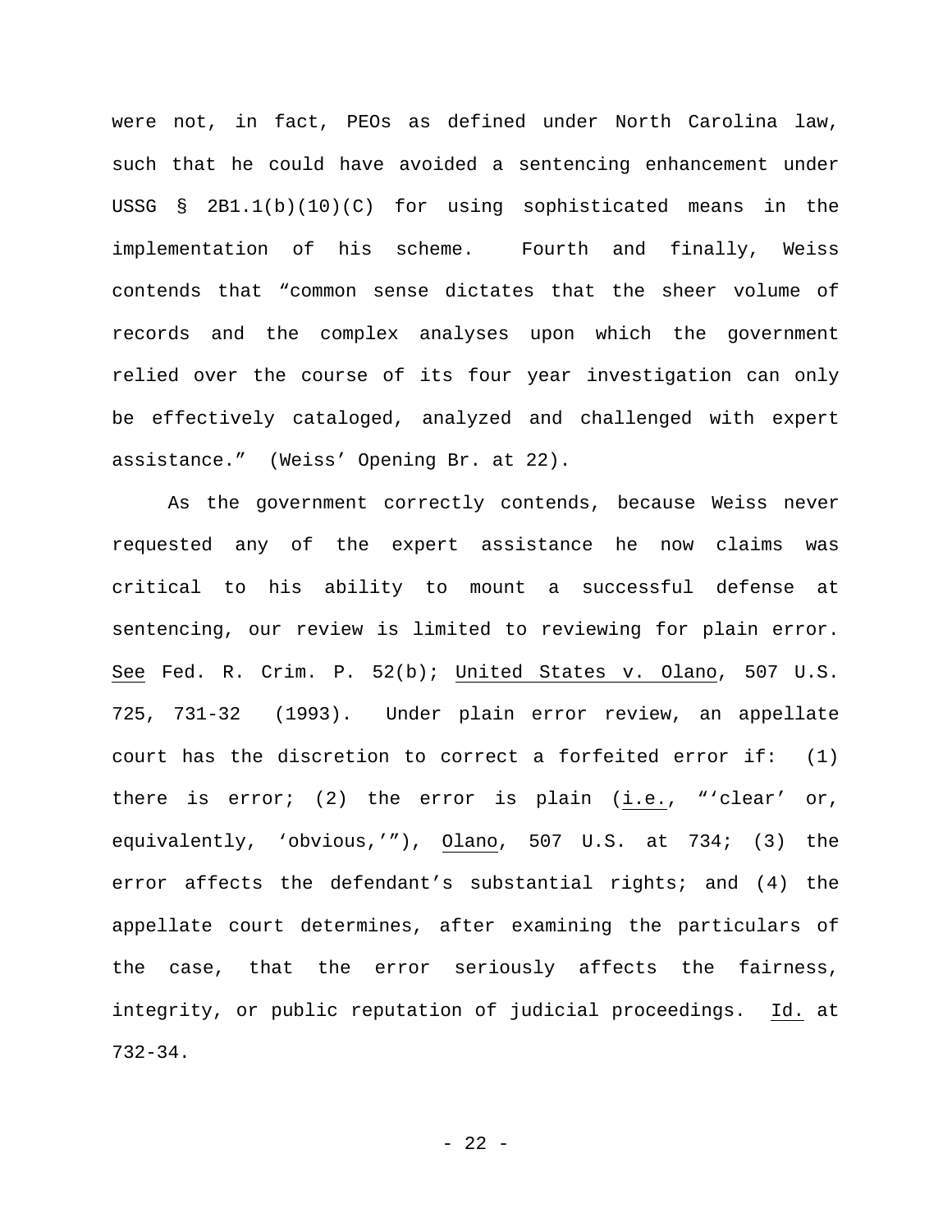were not, in fact, PEOs as defined under North Carolina law, such that he could have avoided a sentencing enhancement under USSG § 2B1.1(b)(10)(C) for using sophisticated means in the implementation of his scheme. Fourth and finally, Weiss contends that "common sense dictates that the sheer volume of records and the complex analyses upon which the government relied over the course of its four year investigation can only be effectively cataloged, analyzed and challenged with expert assistance." (Weiss' Opening Br. at 22).

As the government correctly contends, because Weiss never requested any of the expert assistance he now claims was critical to his ability to mount a successful defense at sentencing, our review is limited to reviewing for plain error. See Fed. R. Crim. P. 52(b); United States v. Olano, 507 U.S. 725, 731-32 (1993). Under plain error review, an appellate court has the discretion to correct a forfeited error if: (1) there is error; (2) the error is plain (i.e., "'clear' or, equivalently, 'obvious,'"), Olano, 507 U.S. at 734; (3) the error affects the defendant's substantial rights; and (4) the appellate court determines, after examining the particulars of the case, that the error seriously affects the fairness, integrity, or public reputation of judicial proceedings. Id. at 732-34.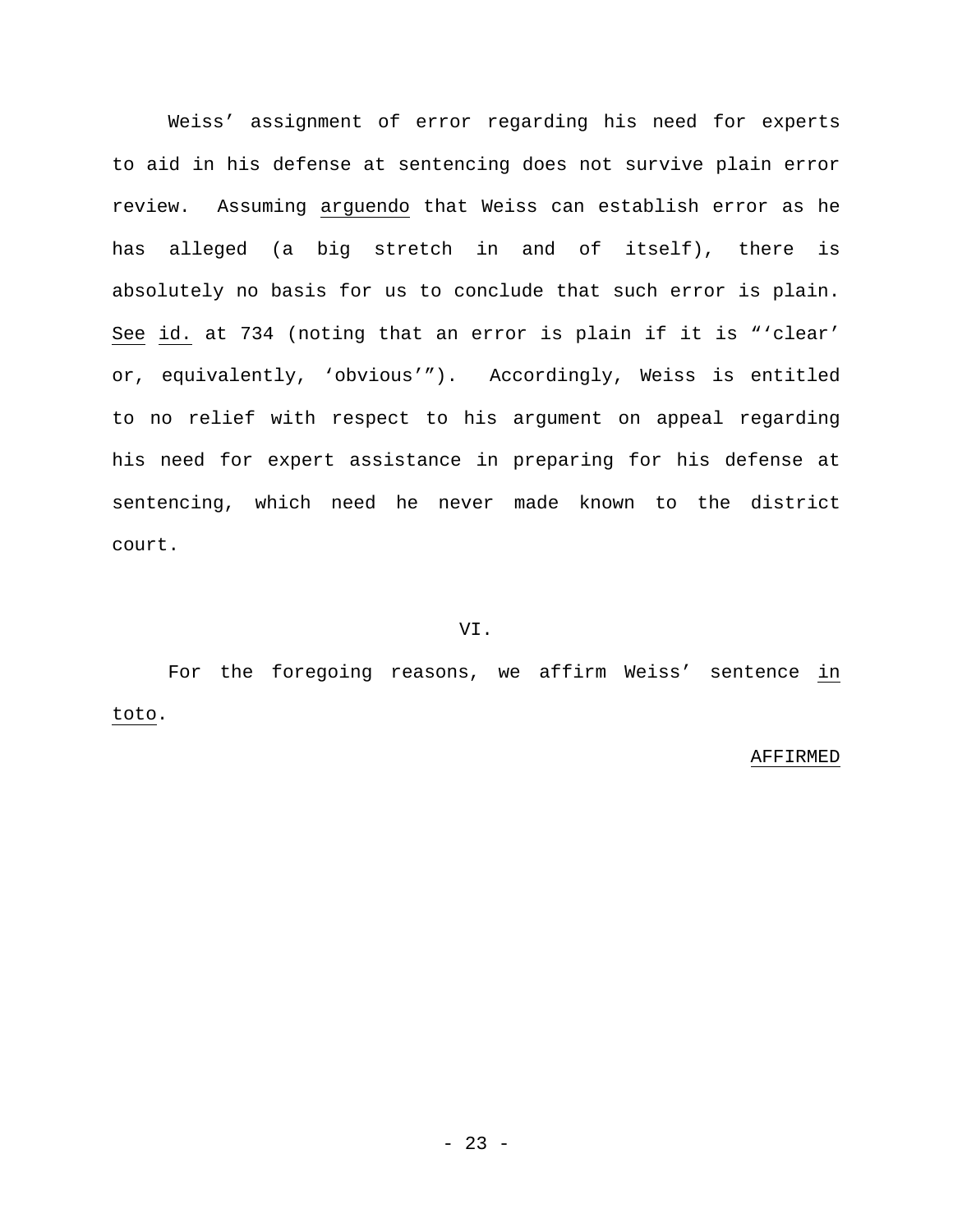Weiss' assignment of error regarding his need for experts to aid in his defense at sentencing does not survive plain error review. Assuming *arguendo* that Weiss can establish error as he has alleged (a big stretch in and of itself), there is absolutely no basis for us to conclude that such error is plain. *See* *id.* at 734 (noting that an error is plain if it is "'clear' or, equivalently, 'obvious'"). Accordingly, Weiss is entitled to no relief with respect to his argument on appeal regarding his need for expert assistance in preparing for his defense at sentencing, which need he never made known to the district court.

VI.

For the foregoing reasons, we affirm Weiss' sentence *in toto*.

AFFIRMED